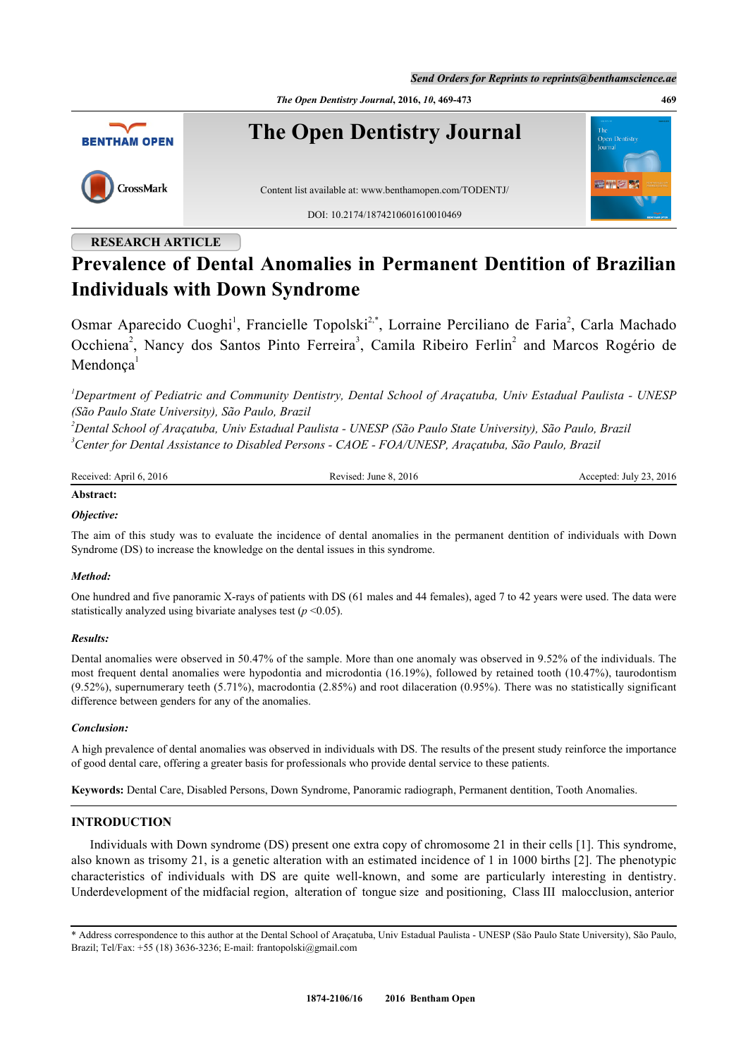RESEARCH ARTICLE

# Prevalence of Dental Anomalies in Permanent Dentition of Brazilian Individuals with Down Syndrome

Osmar Aparecido Cuoghi[1], Francielle Topolski[2,*], Lorraine Perciliano de Faria[2], Carla Machado Occhiena[2], Nancy dos Santos Pinto Ferreira[3], Camila Ribeiro Ferlin[2] and Marcos Rogério de Mendonça[1]

*[1]Department of Pediatric and Community Dentistry, Dental School of Araçatuba, Univ Estadual Paulista - UNESP (São Paulo State University), São Paulo, Brazil*
*[2]Dental School of Araçatuba, Univ Estadual Paulista - UNESP (São Paulo State University), São Paulo, Brazil*
*[3]Center for Dental Assistance to Disabled Persons - CAOE - FOA/UNESP, Araçatuba, São Paulo, Brazil*

Received: April 6, 2016 | Revised: June 8, 2016 | Accepted: July 23, 2016

**Abstract:**

***Objective:***

The aim of this study was to evaluate the incidence of dental anomalies in the permanent dentition of individuals with Down Syndrome (DS) to increase the knowledge on the dental issues in this syndrome.

***Method:***

One hundred and five panoramic X-rays of patients with DS (61 males and 44 females), aged 7 to 42 years were used. The data were statistically analyzed using bivariate analyses test ($p$ <0.05).

***Results:***

Dental anomalies were observed in 50.47% of the sample. More than one anomaly was observed in 9.52% of the individuals. The most frequent dental anomalies were hypodontia and microdontia (16.19%), followed by retained tooth (10.47%), taurodontism (9.52%), supernumerary teeth (5.71%), macrodontia (2.85%) and root dilaceration (0.95%). There was no statistically significant difference between genders for any of the anomalies.

***Conclusion:***

A high prevalence of dental anomalies was observed in individuals with DS. The results of the present study reinforce the importance of good dental care, offering a greater basis for professionals who provide dental service to these patients.

**Keywords:** Dental Care, Disabled Persons, Down Syndrome, Panoramic radiograph, Permanent dentition, Tooth Anomalies.

## INTRODUCTION

Individuals with Down syndrome (DS) present one extra copy of chromosome 21 in their cells [1]. This syndrome, also known as trisomy 21, is a genetic alteration with an estimated incidence of 1 in 1000 births [2]. The phenotypic characteristics of individuals with DS are quite well-known, and some are particularly interesting in dentistry. Underdevelopment of the midfacial region, alteration of tongue size and positioning, Class III malocclusion, anterior

* Address correspondence to this author at the Dental School of Araçatuba, Univ Estadual Paulista - UNESP (São Paulo State University), São Paulo, Brazil; Tel/Fax: +55 (18) 3636-3236; E-mail: frantopolski@gmail.com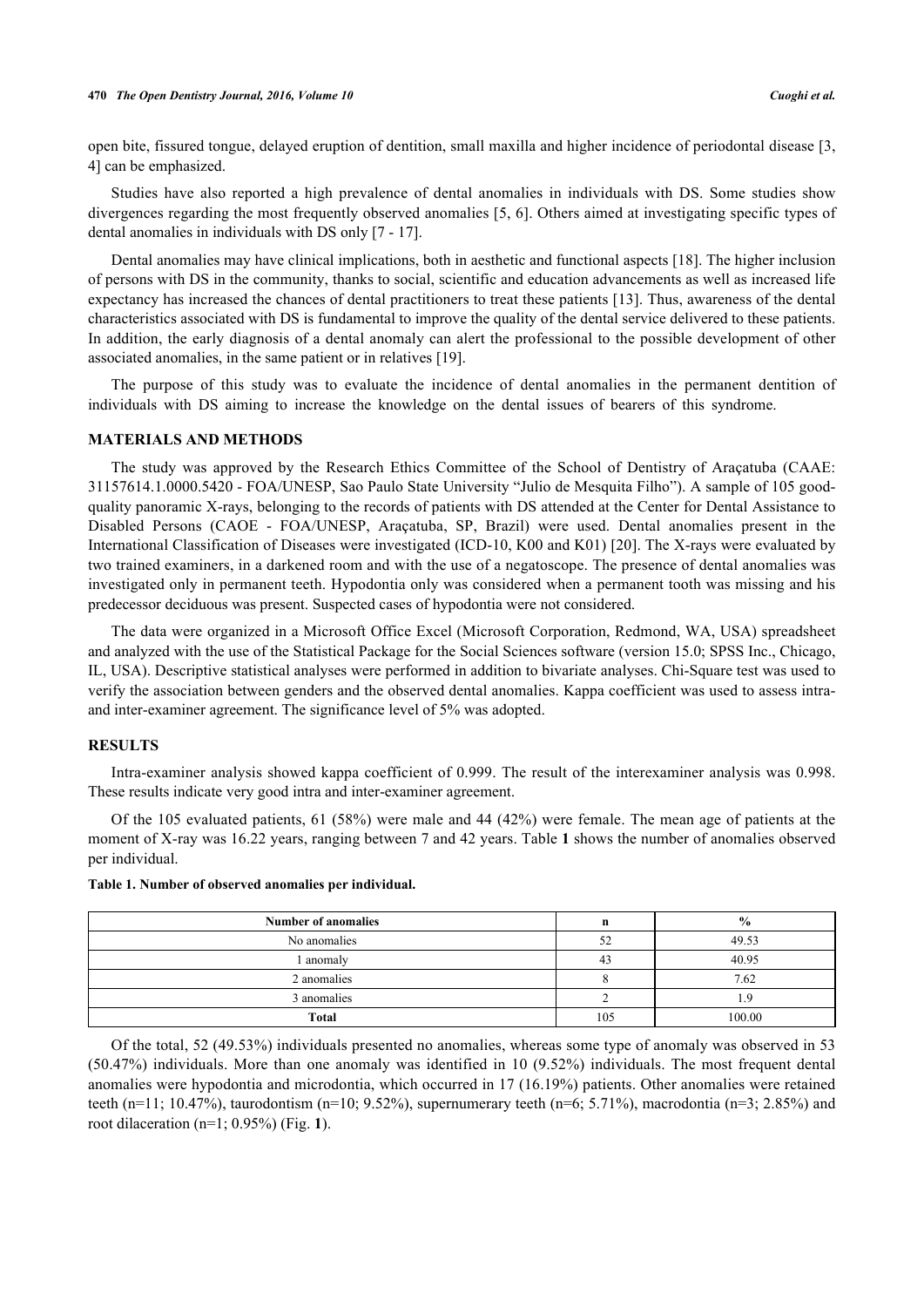open bite, fissured tongue, delayed eruption of dentition, small maxilla and higher incidence of periodontal disease [3, 4] can be emphasized.

Studies have also reported a high prevalence of dental anomalies in individuals with DS. Some studies show divergences regarding the most frequently observed anomalies [5, 6]. Others aimed at investigating specific types of dental anomalies in individuals with DS only [7 - 17].

Dental anomalies may have clinical implications, both in aesthetic and functional aspects [18]. The higher inclusion of persons with DS in the community, thanks to social, scientific and education advancements as well as increased life expectancy has increased the chances of dental practitioners to treat these patients [13]. Thus, awareness of the dental characteristics associated with DS is fundamental to improve the quality of the dental service delivered to these patients. In addition, the early diagnosis of a dental anomaly can alert the professional to the possible development of other associated anomalies, in the same patient or in relatives [19].

The purpose of this study was to evaluate the incidence of dental anomalies in the permanent dentition of individuals with DS aiming to increase the knowledge on the dental issues of bearers of this syndrome.

## MATERIALS AND METHODS

The study was approved by the Research Ethics Committee of the School of Dentistry of Araçatuba (CAAE: 31157614.1.0000.5420 - FOA/UNESP, Sao Paulo State University "Julio de Mesquita Filho"). A sample of 105 good-quality panoramic X-rays, belonging to the records of patients with DS attended at the Center for Dental Assistance to Disabled Persons (CAOE - FOA/UNESP, Araçatuba, SP, Brazil) were used. Dental anomalies present in the International Classification of Diseases were investigated (ICD-10, K00 and K01) [20]. The X-rays were evaluated by two trained examiners, in a darkened room and with the use of a negatoscope. The presence of dental anomalies was investigated only in permanent teeth. Hypodontia only was considered when a permanent tooth was missing and his predecessor deciduous was present. Suspected cases of hypodontia were not considered.

The data were organized in a Microsoft Office Excel (Microsoft Corporation, Redmond, WA, USA) spreadsheet and analyzed with the use of the Statistical Package for the Social Sciences software (version 15.0; SPSS Inc., Chicago, IL, USA). Descriptive statistical analyses were performed in addition to bivariate analyses. Chi-Square test was used to verify the association between genders and the observed dental anomalies. Kappa coefficient was used to assess intra- and inter-examiner agreement. The significance level of 5% was adopted.

## RESULTS

Intra-examiner analysis showed kappa coefficient of 0.999. The result of the interexaminer analysis was 0.998. These results indicate very good intra and inter-examiner agreement.

Of the 105 evaluated patients, 61 (58%) were male and 44 (42%) were female. The mean age of patients at the moment of X-ray was 16.22 years, ranging between 7 and 42 years. Table **1** shows the number of anomalies observed per individual.

**Table 1. Number of observed anomalies per individual.**

| Number of anomalies | n | % |
|---|---|---|
| No anomalies | 52 | 49.53 |
| 1 anomaly | 43 | 40.95 |
| 2 anomalies | 8 | 7.62 |
| 3 anomalies | 2 | 1.9 |
| **Total** | 105 | 100.00 |

Of the total, 52 (49.53%) individuals presented no anomalies, whereas some type of anomaly was observed in 53 (50.47%) individuals. More than one anomaly was identified in 10 (9.52%) individuals. The most frequent dental anomalies were hypodontia and microdontia, which occurred in 17 (16.19%) patients. Other anomalies were retained teeth (n=11; 10.47%), taurodontism (n=10; 9.52%), supernumerary teeth (n=6; 5.71%), macrodontia (n=3; 2.85%) and root dilaceration (n=1; 0.95%) (Fig. **1**).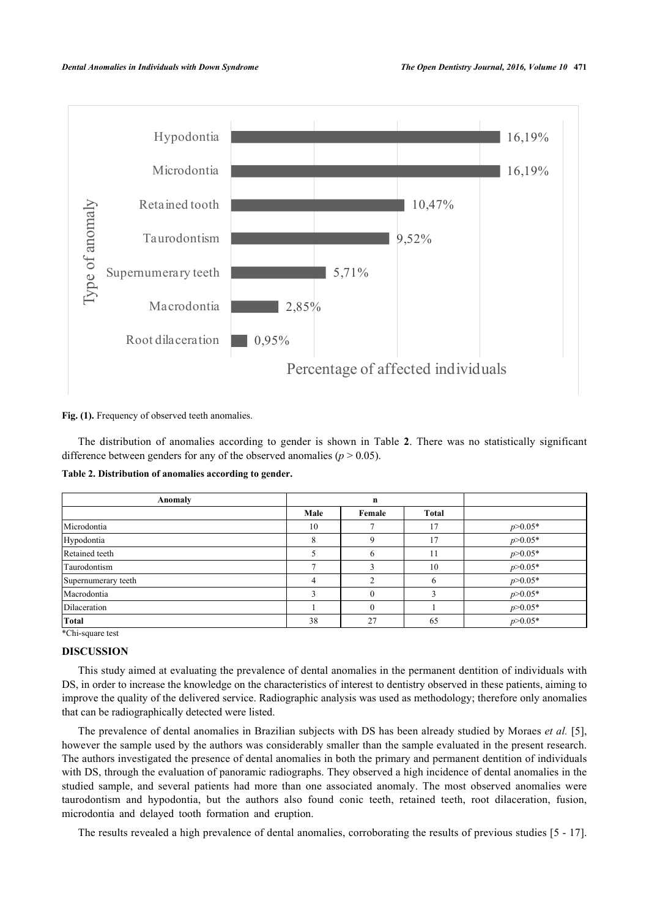Fig. (1). Frequency of observed teeth anomalies.

The distribution of anomalies according to gender is shown in Table **2**. There was no statistically significant difference between genders for any of the observed anomalies ($p > 0.05$).

**Table 2. Distribution of anomalies according to gender.**

| Anomaly | n | | | |
|---|---|---|---|---|
| | Male | Female | Total | |
| Microdontia | 10 | 7 | 17 | $p>0.05$* |
| Hypodontia | 8 | 9 | 17 | $p>0.05$* |
| Retained teeth | 5 | 6 | 11 | $p>0.05$* |
| Taurodontism | 7 | 3 | 10 | $p>0.05$* |
| Supernumerary teeth | 4 | 2 | 6 | $p>0.05$* |
| Macrodontia | 3 | 0 | 3 | $p>0.05$* |
| Dilaceration | 1 | 0 | 1 | $p>0.05$* |
| **Total** | 38 | 27 | 65 | $p>0.05$* |

*Chi-square test

## DISCUSSION

This study aimed at evaluating the prevalence of dental anomalies in the permanent dentition of individuals with DS, in order to increase the knowledge on the characteristics of interest to dentistry observed in these patients, aiming to improve the quality of the delivered service. Radiographic analysis was used as methodology; therefore only anomalies that can be radiographically detected were listed.

The prevalence of dental anomalies in Brazilian subjects with DS has been already studied by Moraes *et al.* [5], however the sample used by the authors was considerably smaller than the sample evaluated in the present research. The authors investigated the presence of dental anomalies in both the primary and permanent dentition of individuals with DS, through the evaluation of panoramic radiographs. They observed a high incidence of dental anomalies in the studied sample, and several patients had more than one associated anomaly. The most observed anomalies were taurodontism and hypodontia, but the authors also found conic teeth, retained teeth, root dilaceration, fusion, microdontia and delayed tooth formation and eruption.

The results revealed a high prevalence of dental anomalies, corroborating the results of previous studies [5 - 17].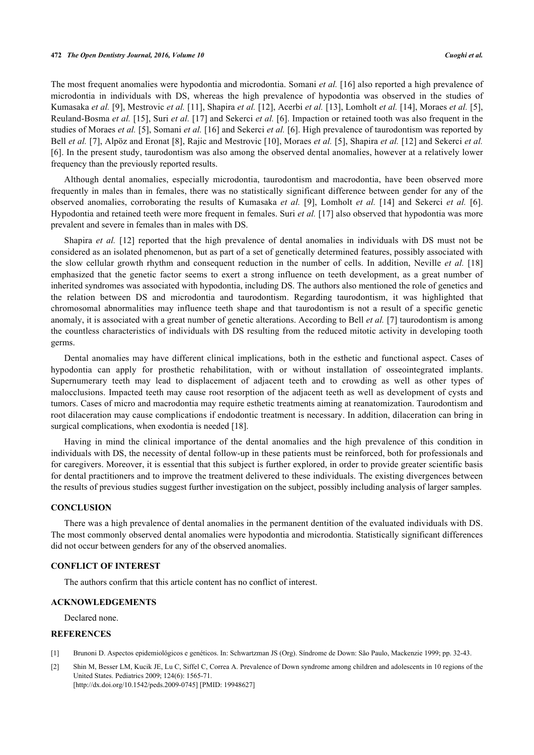The most frequent anomalies were hypodontia and microdontia. Somani *et al.* [16] also reported a high prevalence of microdontia in individuals with DS, whereas the high prevalence of hypodontia was observed in the studies of Kumasaka *et al.* [9], Mestrovic *et al.* [11], Shapira *et al.* [12], Acerbi *et al.* [13], Lomholt *et al.* [14], Moraes *et al.* [5], Reuland-Bosma *et al.* [15], Suri *et al.* [17] and Sekerci *et al.* [6]. Impaction or retained tooth was also frequent in the studies of Moraes *et al.* [5], Somani *et al.* [16] and Sekerci *et al.* [6]. High prevalence of taurodontism was reported by Bell *et al.* [7], Alpöz and Eronat [8], Rajic and Mestrovic [10], Moraes *et al.* [5], Shapira *et al.* [12] and Sekerci *et al.* [6]. In the present study, taurodontism was also among the observed dental anomalies, however at a relatively lower frequency than the previously reported results.

Although dental anomalies, especially microdontia, taurodontism and macrodontia, have been observed more frequently in males than in females, there was no statistically significant difference between gender for any of the observed anomalies, corroborating the results of Kumasaka *et al.* [9], Lomholt *et al.* [14] and Sekerci *et al.* [6]. Hypodontia and retained teeth were more frequent in females. Suri *et al.* [17] also observed that hypodontia was more prevalent and severe in females than in males with DS.

Shapira *et al.* [12] reported that the high prevalence of dental anomalies in individuals with DS must not be considered as an isolated phenomenon, but as part of a set of genetically determined features, possibly associated with the slow cellular growth rhythm and consequent reduction in the number of cells. In addition, Neville *et al.* [18] emphasized that the genetic factor seems to exert a strong influence on teeth development, as a great number of inherited syndromes was associated with hypodontia, including DS. The authors also mentioned the role of genetics and the relation between DS and microdontia and taurodontism. Regarding taurodontism, it was highlighted that chromosomal abnormalities may influence teeth shape and that taurodontism is not a result of a specific genetic anomaly, it is associated with a great number of genetic alterations. According to Bell *et al.* [7] taurodontism is among the countless characteristics of individuals with DS resulting from the reduced mitotic activity in developing tooth germs.

Dental anomalies may have different clinical implications, both in the esthetic and functional aspect. Cases of hypodontia can apply for prosthetic rehabilitation, with or without installation of osseointegrated implants. Supernumerary teeth may lead to displacement of adjacent teeth and to crowding as well as other types of malocclusions. Impacted teeth may cause root resorption of the adjacent teeth as well as development of cysts and tumors. Cases of micro and macrodontia may require esthetic treatments aiming at reanatomization. Taurodontism and root dilaceration may cause complications if endodontic treatment is necessary. In addition, dilaceration can bring in surgical complications, when exodontia is needed [18].

Having in mind the clinical importance of the dental anomalies and the high prevalence of this condition in individuals with DS, the necessity of dental follow-up in these patients must be reinforced, both for professionals and for caregivers. Moreover, it is essential that this subject is further explored, in order to provide greater scientific basis for dental practitioners and to improve the treatment delivered to these individuals. The existing divergences between the results of previous studies suggest further investigation on the subject, possibly including analysis of larger samples.

## CONCLUSION

There was a high prevalence of dental anomalies in the permanent dentition of the evaluated individuals with DS. The most commonly observed dental anomalies were hypodontia and microdontia. Statistically significant differences did not occur between genders for any of the observed anomalies.

## CONFLICT OF INTEREST

The authors confirm that this article content has no conflict of interest.

## ACKNOWLEDGEMENTS

Declared none.

## REFERENCES

[1] Brunoni D. Aspectos epidemiológicos e genéticos. In: Schwartzman JS (Org). Síndrome de Down: São Paulo, Mackenzie 1999; pp. 32-43.

[2] Shin M, Besser LM, Kucik JE, Lu C, Siffel C, Correa A. Prevalence of Down syndrome among children and adolescents in 10 regions of the United States. Pediatrics 2009; 124(6): 1565-71.
[http://dx.doi.org/10.1542/peds.2009-0745] [PMID: 19948627]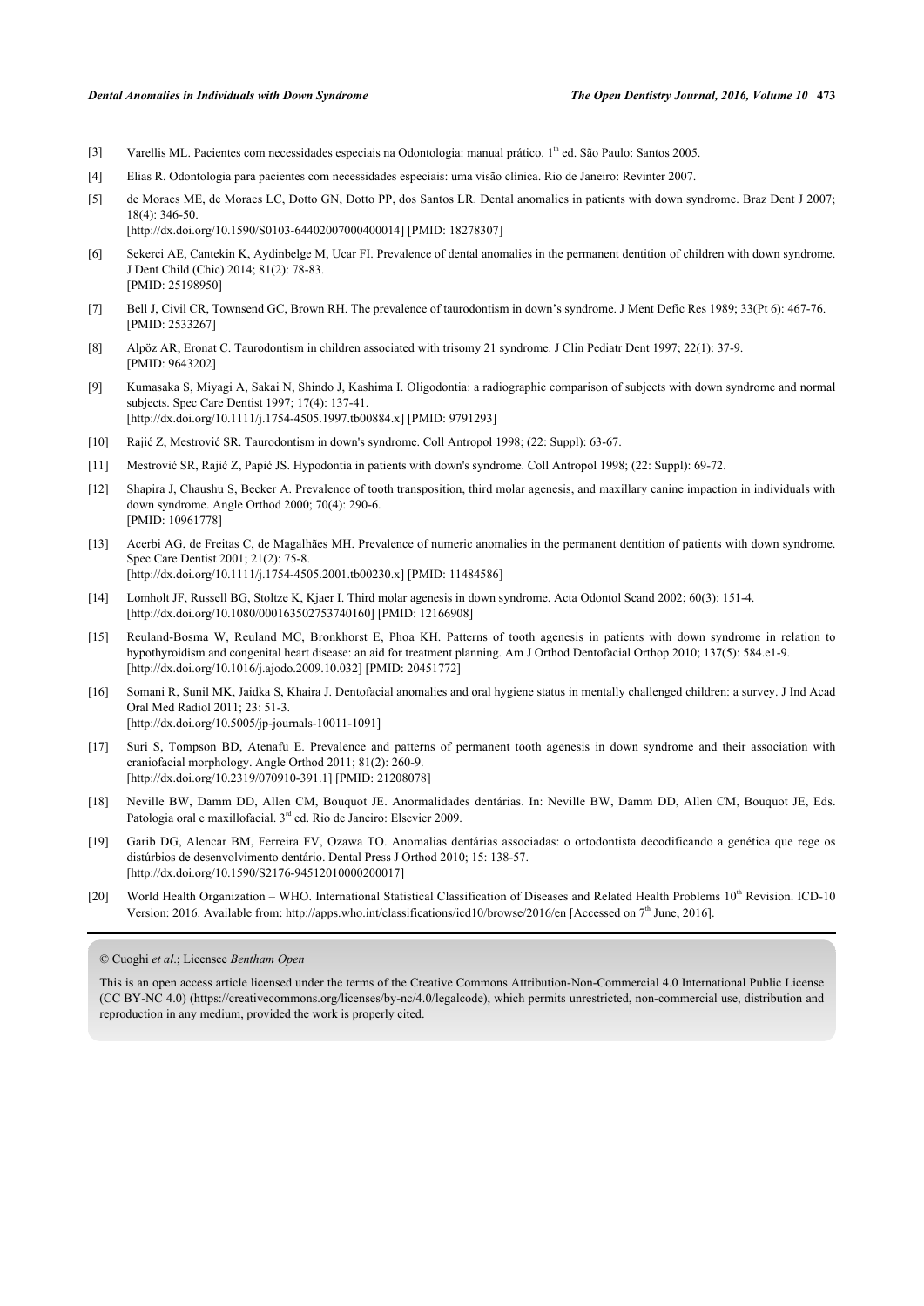[3] Varellis ML. Pacientes com necessidades especiais na Odontologia: manual prático. 1th ed. São Paulo: Santos 2005.

[4] Elias R. Odontologia para pacientes com necessidades especiais: uma visão clínica. Rio de Janeiro: Revinter 2007.

[5] de Moraes ME, de Moraes LC, Dotto GN, Dotto PP, dos Santos LR. Dental anomalies in patients with down syndrome. Braz Dent J 2007; 18(4): 346-50.
[http://dx.doi.org/10.1590/S0103-64402007000400014] [PMID: 18278307]

[6] Sekerci AE, Cantekin K, Aydinbelge M, Ucar FI. Prevalence of dental anomalies in the permanent dentition of children with down syndrome. J Dent Child (Chic) 2014; 81(2): 78-83.
[PMID: 25198950]

[7] Bell J, Civil CR, Townsend GC, Brown RH. The prevalence of taurodontism in down's syndrome. J Ment Defic Res 1989; 33(Pt 6): 467-76.
[PMID: 2533267]

[8] Alpöz AR, Eronat C. Taurodontism in children associated with trisomy 21 syndrome. J Clin Pediatr Dent 1997; 22(1): 37-9.
[PMID: 9643202]

[9] Kumasaka S, Miyagi A, Sakai N, Shindo J, Kashima I. Oligodontia: a radiographic comparison of subjects with down syndrome and normal subjects. Spec Care Dentist 1997; 17(4): 137-41.
[http://dx.doi.org/10.1111/j.1754-4505.1997.tb00884.x] [PMID: 9791293]

[10] Rajić Z, Mestrović SR. Taurodontism in down's syndrome. Coll Antropol 1998; (22: Suppl): 63-67.

[11] Mestrović SR, Rajić Z, Papić JS. Hypodontia in patients with down's syndrome. Coll Antropol 1998; (22: Suppl): 69-72.

[12] Shapira J, Chaushu S, Becker A. Prevalence of tooth transposition, third molar agenesis, and maxillary canine impaction in individuals with down syndrome. Angle Orthod 2000; 70(4): 290-6.
[PMID: 10961778]

[13] Acerbi AG, de Freitas C, de Magalhães MH. Prevalence of numeric anomalies in the permanent dentition of patients with down syndrome. Spec Care Dentist 2001; 21(2): 75-8.
[http://dx.doi.org/10.1111/j.1754-4505.2001.tb00230.x] [PMID: 11484586]

[14] Lomholt JF, Russell BG, Stoltze K, Kjaer I. Third molar agenesis in down syndrome. Acta Odontol Scand 2002; 60(3): 151-4.
[http://dx.doi.org/10.1080/000163502753740160] [PMID: 12166908]

[15] Reuland-Bosma W, Reuland MC, Bronkhorst E, Phoa KH. Patterns of tooth agenesis in patients with down syndrome in relation to hypothyroidism and congenital heart disease: an aid for treatment planning. Am J Orthod Dentofacial Orthop 2010; 137(5): 584.e1-9.
[http://dx.doi.org/10.1016/j.ajodo.2009.10.032] [PMID: 20451772]

[16] Somani R, Sunil MK, Jaidka S, Khaira J. Dentofacial anomalies and oral hygiene status in mentally challenged children: a survey. J Ind Acad Oral Med Radiol 2011; 23: 51-3.
[http://dx.doi.org/10.5005/jp-journals-10011-1091]

[17] Suri S, Tompson BD, Atenafu E. Prevalence and patterns of permanent tooth agenesis in down syndrome and their association with craniofacial morphology. Angle Orthod 2011; 81(2): 260-9.
[http://dx.doi.org/10.2319/070910-391.1] [PMID: 21208078]

[18] Neville BW, Damm DD, Allen CM, Bouquot JE. Anormalidades dentárias. In: Neville BW, Damm DD, Allen CM, Bouquot JE, Eds. Patologia oral e maxillofacial. 3rd ed. Rio de Janeiro: Elsevier 2009.

[19] Garib DG, Alencar BM, Ferreira FV, Ozawa TO. Anomalias dentárias associadas: o ortodontista decodificando a genética que rege os distúrbios de desenvolvimento dentário. Dental Press J Orthod 2010; 15: 138-57.
[http://dx.doi.org/10.1590/S2176-94512010000200017]

[20] World Health Organization – WHO. International Statistical Classification of Diseases and Related Health Problems 10th Revision. ICD-10 Version: 2016. Available from: http://apps.who.int/classifications/icd10/browse/2016/en [Accessed on 7th June, 2016].

© Cuoghi *et al*.; Licensee *Bentham Open*

This is an open access article licensed under the terms of the Creative Commons Attribution-Non-Commercial 4.0 International Public License (CC BY-NC 4.0) (https://creativecommons.org/licenses/by-nc/4.0/legalcode), which permits unrestricted, non-commercial use, distribution and reproduction in any medium, provided the work is properly cited.